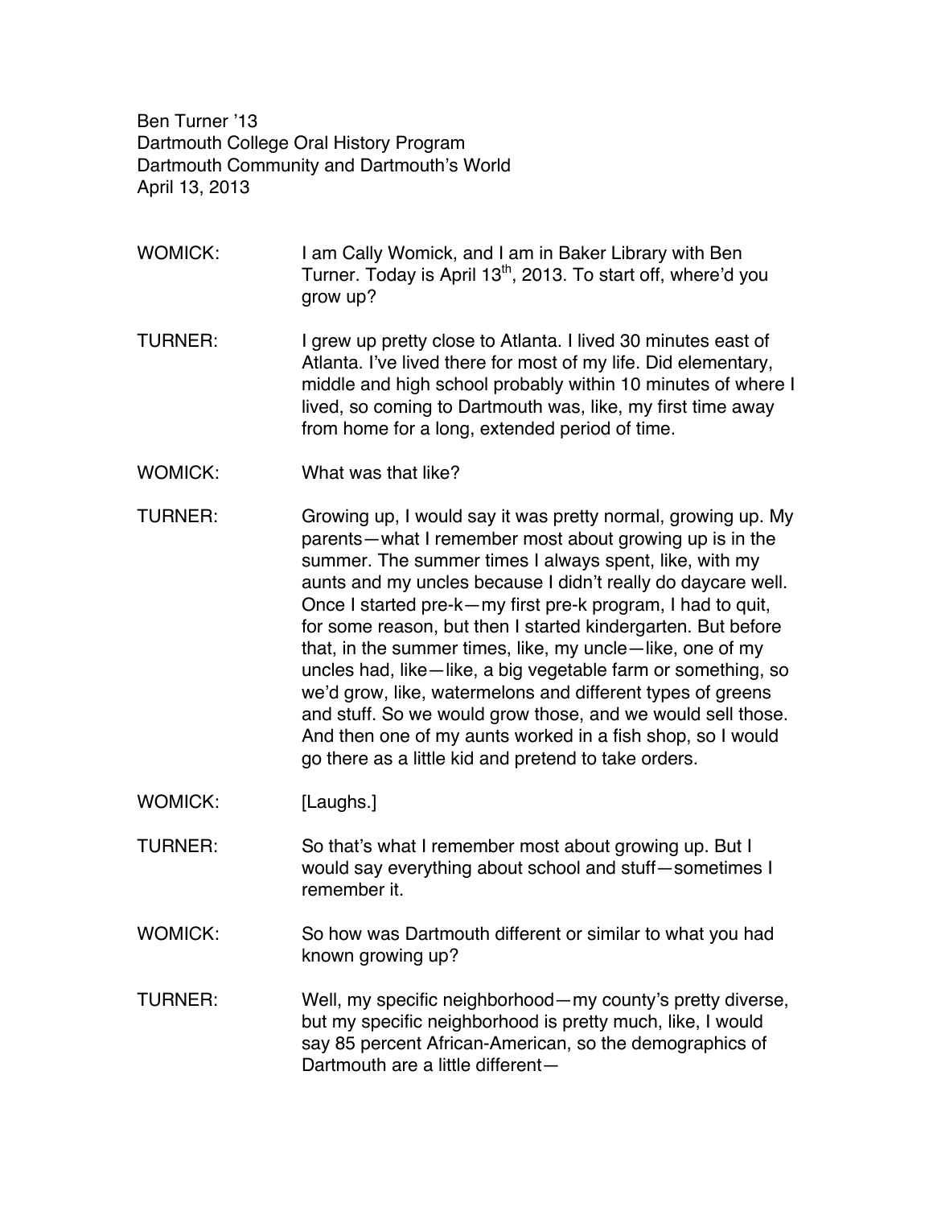Ben Turner '13
Dartmouth College Oral History Program
Dartmouth Community and Dartmouth's World
April 13, 2013

WOMICK: I am Cally Womick, and I am in Baker Library with Ben Turner. Today is April 13th, 2013. To start off, where'd you grow up?

TURNER: I grew up pretty close to Atlanta. I lived 30 minutes east of Atlanta. I've lived there for most of my life. Did elementary, middle and high school probably within 10 minutes of where I lived, so coming to Dartmouth was, like, my first time away from home for a long, extended period of time.

WOMICK: What was that like?

TURNER: Growing up, I would say it was pretty normal, growing up. My parents—what I remember most about growing up is in the summer. The summer times I always spent, like, with my aunts and my uncles because I didn't really do daycare well. Once I started pre-k—my first pre-k program, I had to quit, for some reason, but then I started kindergarten. But before that, in the summer times, like, my uncle—like, one of my uncles had, like—like, a big vegetable farm or something, so we'd grow, like, watermelons and different types of greens and stuff. So we would grow those, and we would sell those. And then one of my aunts worked in a fish shop, so I would go there as a little kid and pretend to take orders.

WOMICK: [Laughs.]

TURNER: So that's what I remember most about growing up. But I would say everything about school and stuff—sometimes I remember it.

WOMICK: So how was Dartmouth different or similar to what you had known growing up?

TURNER: Well, my specific neighborhood—my county's pretty diverse, but my specific neighborhood is pretty much, like, I would say 85 percent African-American, so the demographics of Dartmouth are a little different—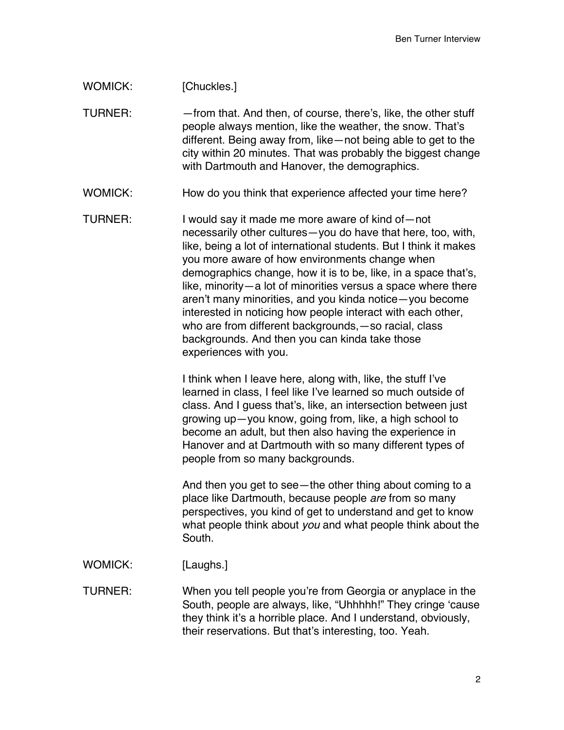WOMICK: [Chuckles.]

TURNER: —from that. And then, of course, there's, like, the other stuff people always mention, like the weather, the snow. That's different. Being away from, like—not being able to get to the city within 20 minutes. That was probably the biggest change with Dartmouth and Hanover, the demographics.

WOMICK: How do you think that experience affected your time here?

TURNER: I would say it made me more aware of kind of—not necessarily other cultures—you do have that here, too, with, like, being a lot of international students. But I think it makes you more aware of how environments change when demographics change, how it is to be, like, in a space that's, like, minority—a lot of minorities versus a space where there aren't many minorities, and you kinda notice—you become interested in noticing how people interact with each other, who are from different backgrounds,—so racial, class backgrounds. And then you can kinda take those experiences with you.

I think when I leave here, along with, like, the stuff I've learned in class, I feel like I've learned so much outside of class. And I guess that's, like, an intersection between just growing up—you know, going from, like, a high school to become an adult, but then also having the experience in Hanover and at Dartmouth with so many different types of people from so many backgrounds.

And then you get to see—the other thing about coming to a place like Dartmouth, because people *are* from so many perspectives, you kind of get to understand and get to know what people think about *you* and what people think about the South.

WOMICK: [Laughs.]

TURNER: When you tell people you're from Georgia or anyplace in the South, people are always, like, "Uhhhhh!" They cringe 'cause they think it's a horrible place. And I understand, obviously, their reservations. But that's interesting, too. Yeah.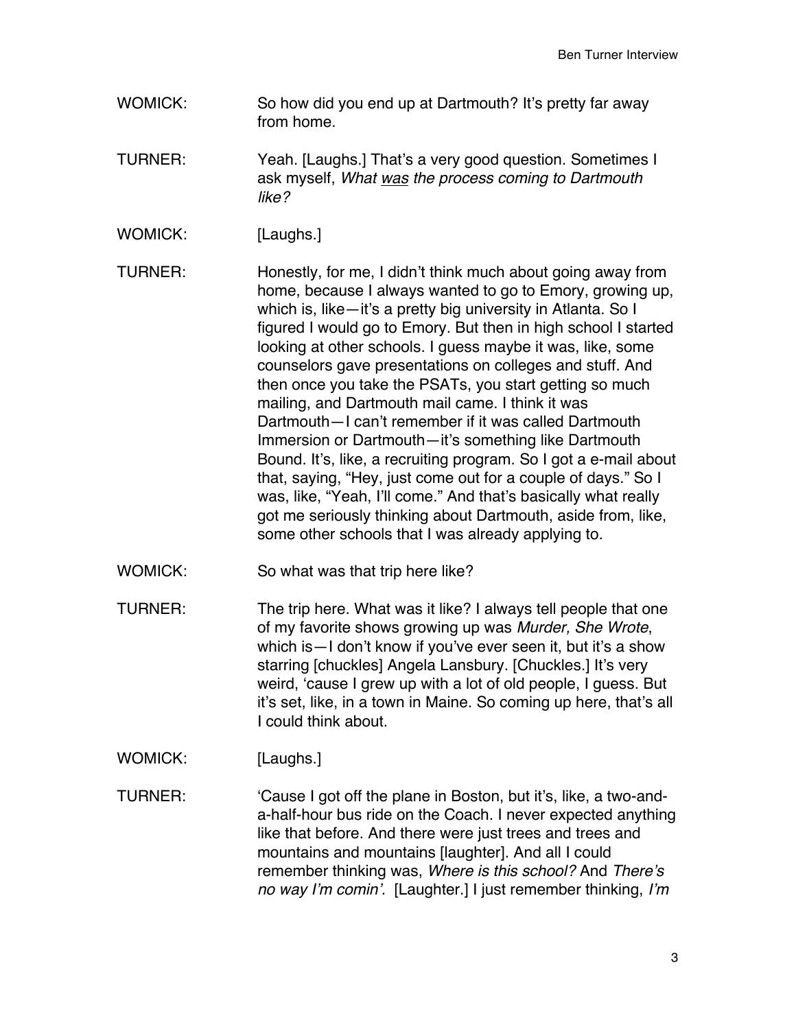WOMICK: So how did you end up at Dartmouth? It's pretty far away from home.

TURNER: Yeah. [Laughs.] That's a very good question. Sometimes I ask myself, *What was the process coming to Dartmouth like?*

WOMICK: [Laughs.]

TURNER: Honestly, for me, I didn't think much about going away from home, because I always wanted to go to Emory, growing up, which is, like—it's a pretty big university in Atlanta. So I figured I would go to Emory. But then in high school I started looking at other schools. I guess maybe it was, like, some counselors gave presentations on colleges and stuff. And then once you take the PSATs, you start getting so much mailing, and Dartmouth mail came. I think it was Dartmouth—I can't remember if it was called Dartmouth Immersion or Dartmouth—it's something like Dartmouth Bound. It's, like, a recruiting program. So I got a e-mail about that, saying, "Hey, just come out for a couple of days." So I was, like, "Yeah, I'll come." And that's basically what really got me seriously thinking about Dartmouth, aside from, like, some other schools that I was already applying to.

WOMICK: So what was that trip here like?

TURNER: The trip here. What was it like? I always tell people that one of my favorite shows growing up was *Murder, She Wrote*, which is—I don't know if you've ever seen it, but it's a show starring [chuckles] Angela Lansbury. [Chuckles.] It's very weird, 'cause I grew up with a lot of old people, I guess. But it's set, like, in a town in Maine. So coming up here, that's all I could think about.

WOMICK: [Laughs.]

TURNER: 'Cause I got off the plane in Boston, but it's, like, a two-and-a-half-hour bus ride on the Coach. I never expected anything like that before. And there were just trees and trees and mountains and mountains [laughter]. And all I could remember thinking was, *Where is this school?* And *There's no way I'm comin'.* [Laughter.] I just remember thinking, *I'm*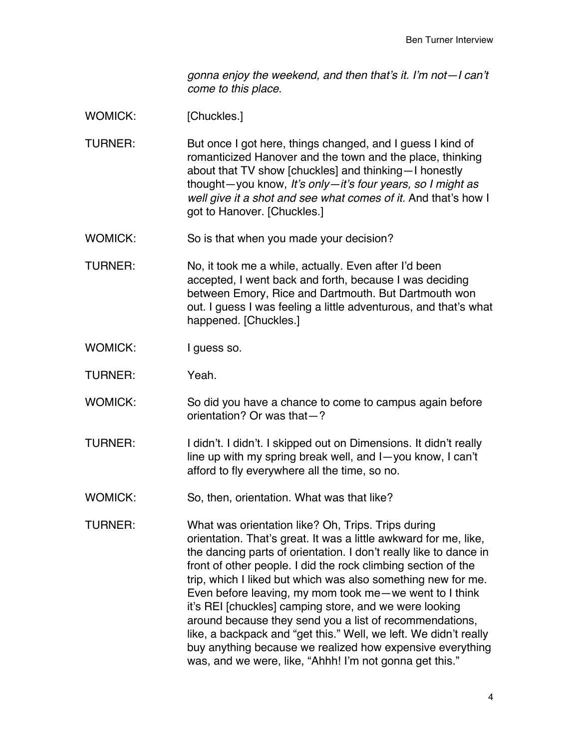*gonna enjoy the weekend, and then that's it. I'm not—I can't come to this place.*

WOMICK: [Chuckles.]

TURNER: But once I got here, things changed, and I guess I kind of romanticized Hanover and the town and the place, thinking about that TV show [chuckles] and thinking—I honestly thought—you know, *It's only—it's four years, so I might as well give it a shot and see what comes of it.* And that's how I got to Hanover. [Chuckles.]

WOMICK: So is that when you made your decision?

TURNER: No, it took me a while, actually. Even after I'd been accepted, I went back and forth, because I was deciding between Emory, Rice and Dartmouth. But Dartmouth won out. I guess I was feeling a little adventurous, and that's what happened. [Chuckles.]

WOMICK: I guess so.

TURNER: Yeah.

WOMICK: So did you have a chance to come to campus again before orientation? Or was that—?

TURNER: I didn't. I didn't. I skipped out on Dimensions. It didn't really line up with my spring break well, and I—you know, I can't afford to fly everywhere all the time, so no.

WOMICK: So, then, orientation. What was that like?

TURNER: What was orientation like? Oh, Trips. Trips during orientation. That's great. It was a little awkward for me, like, the dancing parts of orientation. I don't really like to dance in front of other people. I did the rock climbing section of the trip, which I liked but which was also something new for me. Even before leaving, my mom took me—we went to I think it's REI [chuckles] camping store, and we were looking around because they send you a list of recommendations, like, a backpack and "get this." Well, we left. We didn't really buy anything because we realized how expensive everything was, and we were, like, "Ahhh! I'm not gonna get this."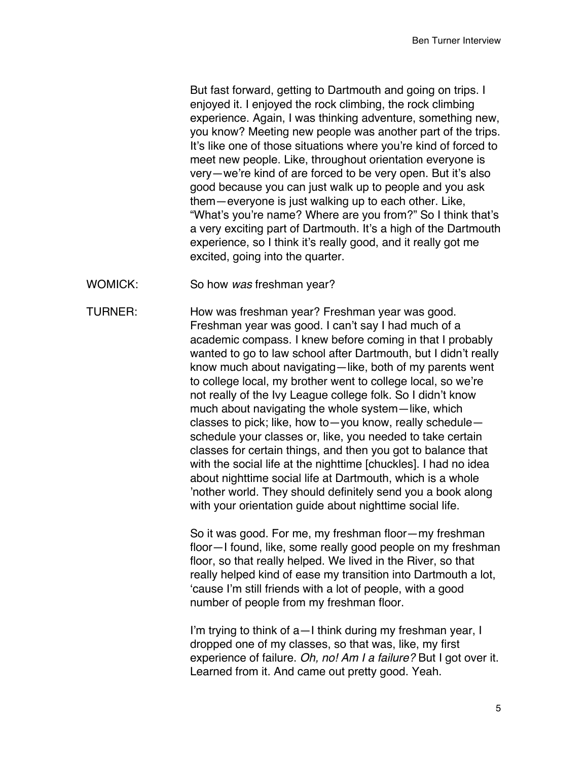But fast forward, getting to Dartmouth and going on trips. I enjoyed it. I enjoyed the rock climbing, the rock climbing experience. Again, I was thinking adventure, something new, you know? Meeting new people was another part of the trips. It's like one of those situations where you're kind of forced to meet new people. Like, throughout orientation everyone is very—we're kind of are forced to be very open. But it's also good because you can just walk up to people and you ask them—everyone is just walking up to each other. Like, "What's you're name? Where are you from?" So I think that's a very exciting part of Dartmouth. It's a high of the Dartmouth experience, so I think it's really good, and it really got me excited, going into the quarter.

WOMICK: So how *was* freshman year?

TURNER: How was freshman year? Freshman year was good. Freshman year was good. I can't say I had much of a academic compass. I knew before coming in that I probably wanted to go to law school after Dartmouth, but I didn't really know much about navigating—like, both of my parents went to college local, my brother went to college local, so we're not really of the Ivy League college folk. So I didn't know much about navigating the whole system—like, which classes to pick; like, how to—you know, really schedule—schedule your classes or, like, you needed to take certain classes for certain things, and then you got to balance that with the social life at the nighttime [chuckles]. I had no idea about nighttime social life at Dartmouth, which is a whole 'nother world. They should definitely send you a book along with your orientation guide about nighttime social life.

So it was good. For me, my freshman floor—my freshman floor—I found, like, some really good people on my freshman floor, so that really helped. We lived in the River, so that really helped kind of ease my transition into Dartmouth a lot, 'cause I'm still friends with a lot of people, with a good number of people from my freshman floor.

I'm trying to think of a—I think during my freshman year, I dropped one of my classes, so that was, like, my first experience of failure. *Oh, no! Am I a failure?* But I got over it. Learned from it. And came out pretty good. Yeah.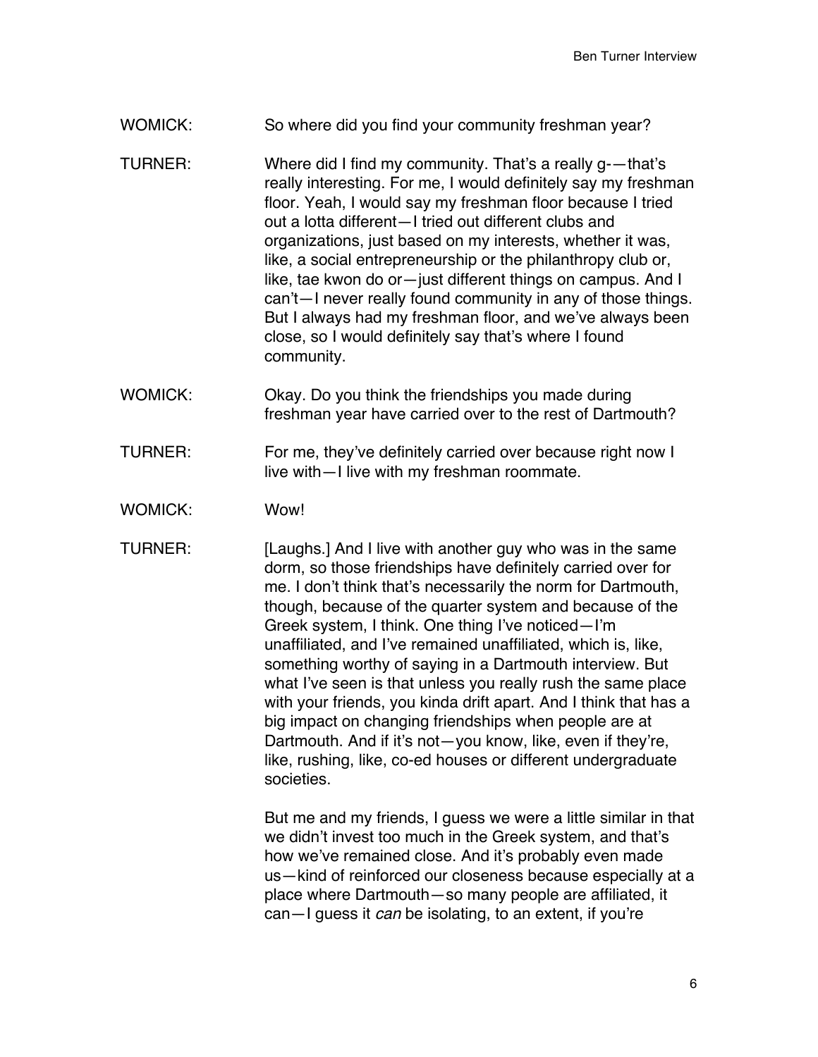WOMICK: So where did you find your community freshman year?

TURNER: Where did I find my community. That's a really g-—that's really interesting. For me, I would definitely say my freshman floor. Yeah, I would say my freshman floor because I tried out a lotta different—I tried out different clubs and organizations, just based on my interests, whether it was, like, a social entrepreneurship or the philanthropy club or, like, tae kwon do or—just different things on campus. And I can't—I never really found community in any of those things. But I always had my freshman floor, and we've always been close, so I would definitely say that's where I found community.

WOMICK: Okay. Do you think the friendships you made during freshman year have carried over to the rest of Dartmouth?

TURNER: For me, they've definitely carried over because right now I live with—I live with my freshman roommate.

WOMICK: Wow!

TURNER: [Laughs.] And I live with another guy who was in the same dorm, so those friendships have definitely carried over for me. I don't think that's necessarily the norm for Dartmouth, though, because of the quarter system and because of the Greek system, I think. One thing I've noticed—I'm unaffiliated, and I've remained unaffiliated, which is, like, something worthy of saying in a Dartmouth interview. But what I've seen is that unless you really rush the same place with your friends, you kinda drift apart. And I think that has a big impact on changing friendships when people are at Dartmouth. And if it's not—you know, like, even if they're, like, rushing, like, co-ed houses or different undergraduate societies.

But me and my friends, I guess we were a little similar in that we didn't invest too much in the Greek system, and that's how we've remained close. And it's probably even made us—kind of reinforced our closeness because especially at a place where Dartmouth—so many people are affiliated, it can—I guess it *can* be isolating, to an extent, if you're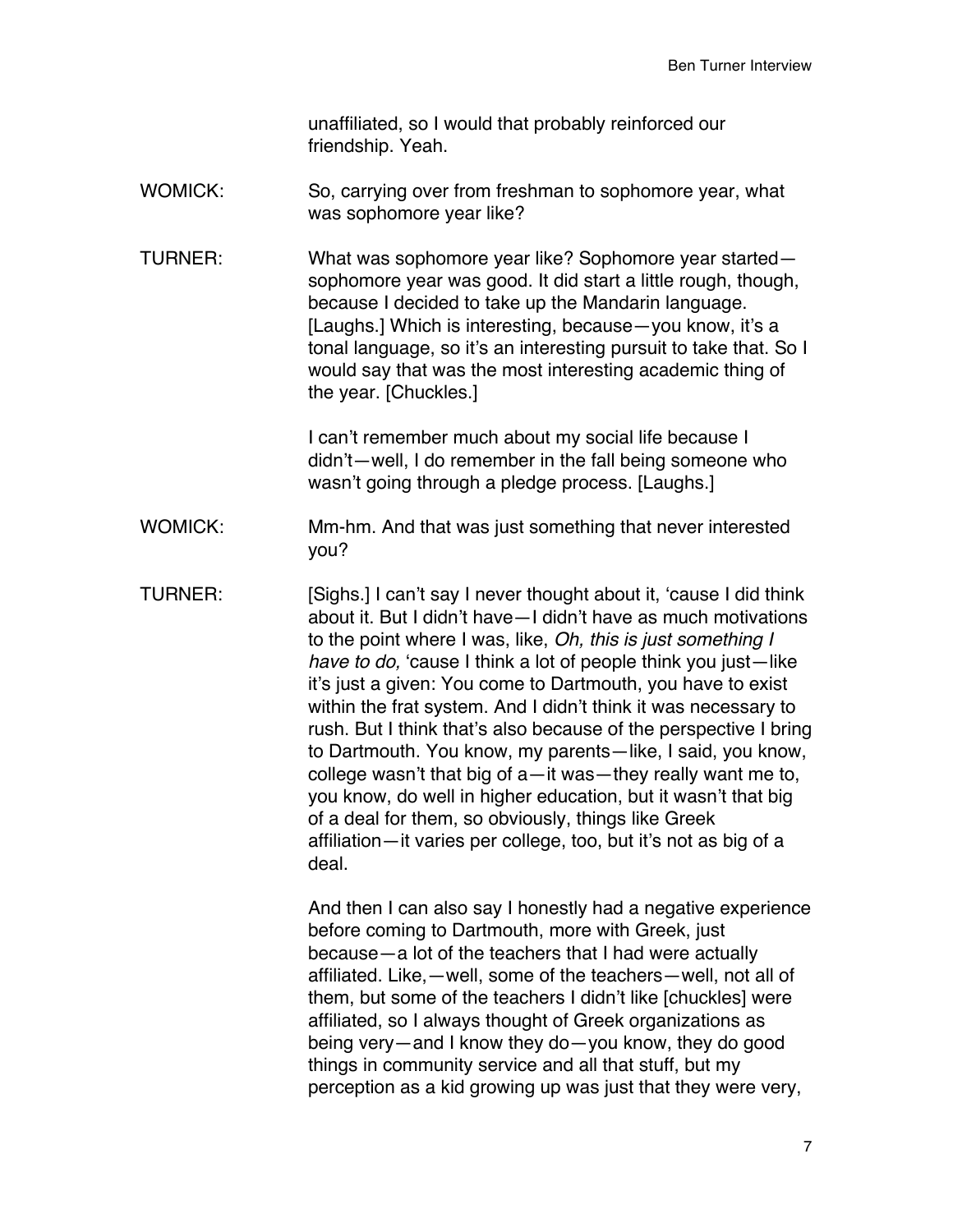unaffiliated, so I would that probably reinforced our friendship. Yeah.

WOMICK: So, carrying over from freshman to sophomore year, what was sophomore year like?

TURNER: What was sophomore year like? Sophomore year started—sophomore year was good. It did start a little rough, though, because I decided to take up the Mandarin language. [Laughs.] Which is interesting, because—you know, it's a tonal language, so it's an interesting pursuit to take that. So I would say that was the most interesting academic thing of the year. [Chuckles.]

I can't remember much about my social life because I didn't—well, I do remember in the fall being someone who wasn't going through a pledge process. [Laughs.]

WOMICK: Mm-hm. And that was just something that never interested you?

TURNER: [Sighs.] I can't say I never thought about it, 'cause I did think about it. But I didn't have—I didn't have as much motivations to the point where I was, like, *Oh, this is just something I have to do,* 'cause I think a lot of people think you just—like it's just a given: You come to Dartmouth, you have to exist within the frat system. And I didn't think it was necessary to rush. But I think that's also because of the perspective I bring to Dartmouth. You know, my parents—like, I said, you know, college wasn't that big of a—it was—they really want me to, you know, do well in higher education, but it wasn't that big of a deal for them, so obviously, things like Greek affiliation—it varies per college, too, but it's not as big of a deal.

And then I can also say I honestly had a negative experience before coming to Dartmouth, more with Greek, just because—a lot of the teachers that I had were actually affiliated. Like,—well, some of the teachers—well, not all of them, but some of the teachers I didn't like [chuckles] were affiliated, so I always thought of Greek organizations as being very—and I know they do—you know, they do good things in community service and all that stuff, but my perception as a kid growing up was just that they were very,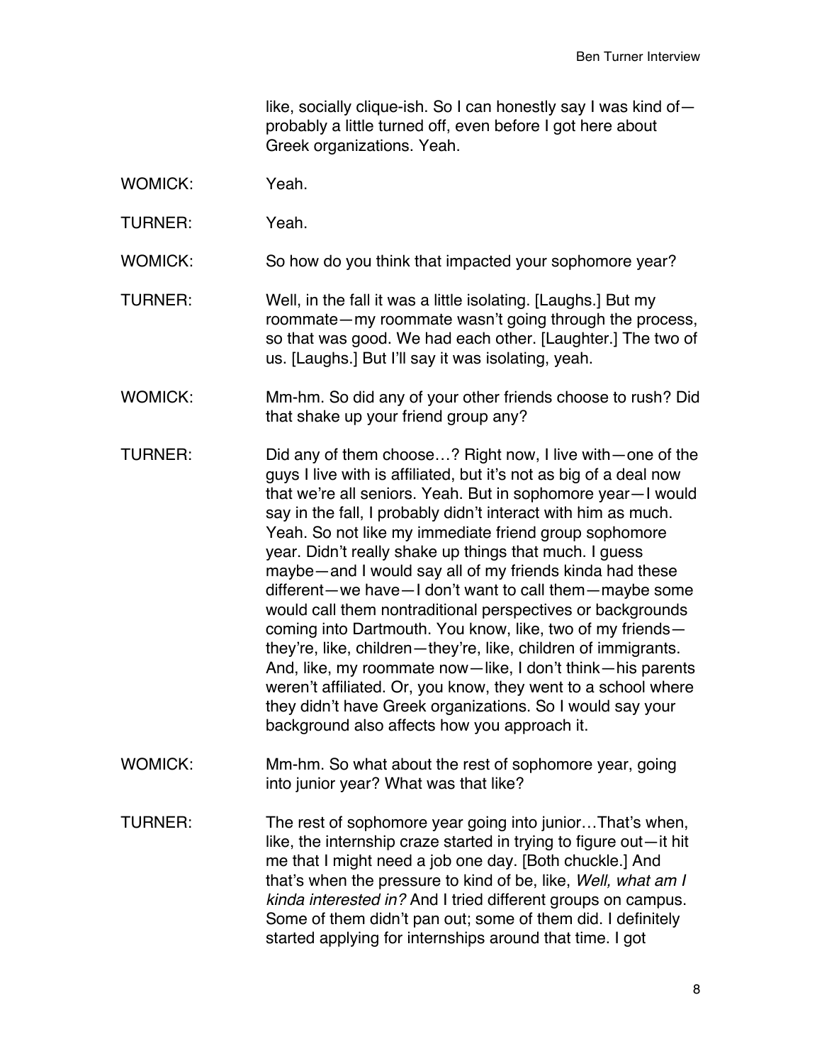like, socially clique-ish. So I can honestly say I was kind of—probably a little turned off, even before I got here about Greek organizations. Yeah.

WOMICK: Yeah.

TURNER: Yeah.

WOMICK: So how do you think that impacted your sophomore year?

TURNER: Well, in the fall it was a little isolating. [Laughs.] But my roommate—my roommate wasn't going through the process, so that was good. We had each other. [Laughter.] The two of us. [Laughs.] But I'll say it was isolating, yeah.

WOMICK: Mm-hm. So did any of your other friends choose to rush? Did that shake up your friend group any?

TURNER: Did any of them choose…? Right now, I live with—one of the guys I live with is affiliated, but it's not as big of a deal now that we're all seniors. Yeah. But in sophomore year—I would say in the fall, I probably didn't interact with him as much. Yeah. So not like my immediate friend group sophomore year. Didn't really shake up things that much. I guess maybe—and I would say all of my friends kinda had these different—we have—I don't want to call them—maybe some would call them nontraditional perspectives or backgrounds coming into Dartmouth. You know, like, two of my friends—they're, like, children—they're, like, children of immigrants. And, like, my roommate now—like, I don't think—his parents weren't affiliated. Or, you know, they went to a school where they didn't have Greek organizations. So I would say your background also affects how you approach it.

WOMICK: Mm-hm. So what about the rest of sophomore year, going into junior year? What was that like?

TURNER: The rest of sophomore year going into junior…That's when, like, the internship craze started in trying to figure out—it hit me that I might need a job one day. [Both chuckle.] And that's when the pressure to kind of be, like, *Well, what am I kinda interested in?* And I tried different groups on campus. Some of them didn't pan out; some of them did. I definitely started applying for internships around that time. I got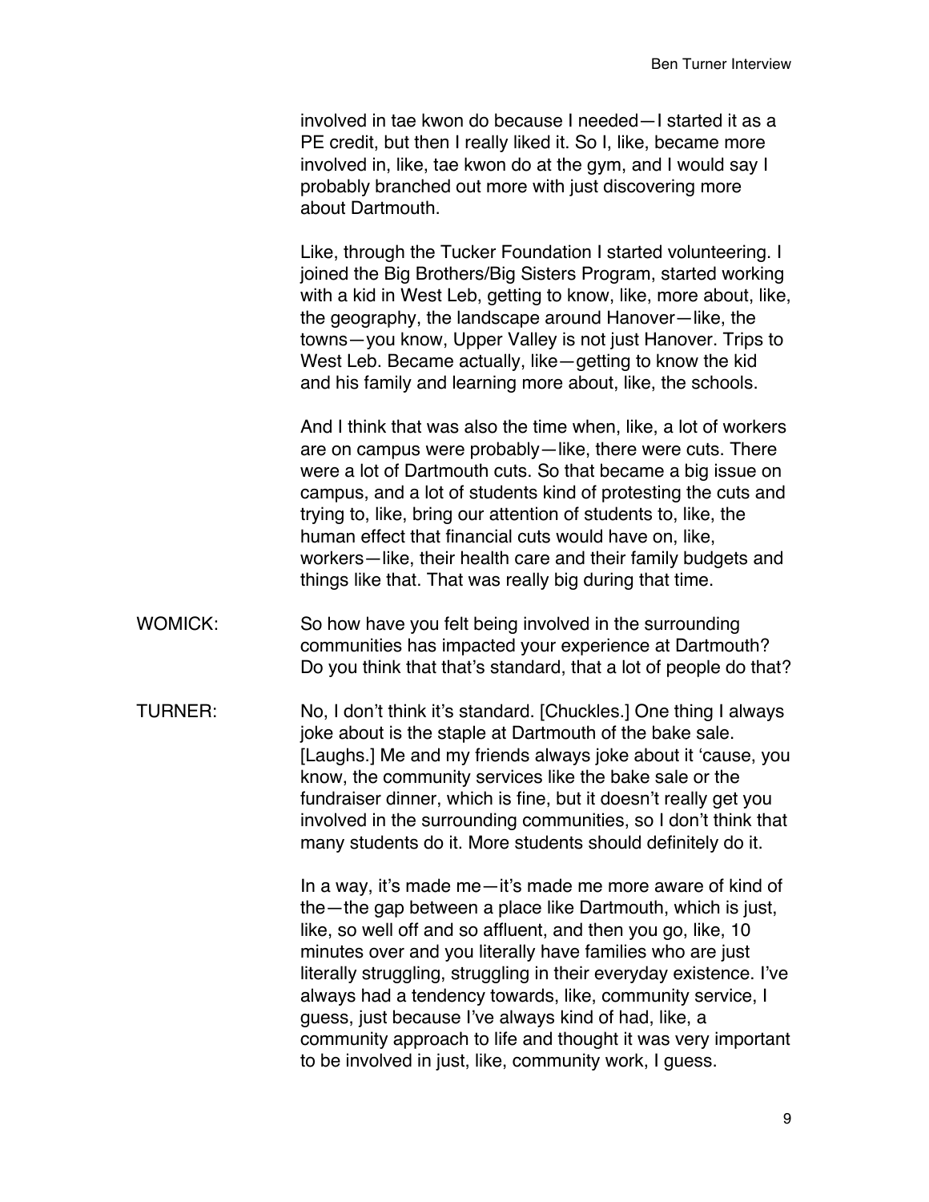involved in tae kwon do because I needed—I started it as a PE credit, but then I really liked it. So I, like, became more involved in, like, tae kwon do at the gym, and I would say I probably branched out more with just discovering more about Dartmouth.

Like, through the Tucker Foundation I started volunteering. I joined the Big Brothers/Big Sisters Program, started working with a kid in West Leb, getting to know, like, more about, like, the geography, the landscape around Hanover—like, the towns—you know, Upper Valley is not just Hanover. Trips to West Leb. Became actually, like—getting to know the kid and his family and learning more about, like, the schools.

And I think that was also the time when, like, a lot of workers are on campus were probably—like, there were cuts. There were a lot of Dartmouth cuts. So that became a big issue on campus, and a lot of students kind of protesting the cuts and trying to, like, bring our attention of students to, like, the human effect that financial cuts would have on, like, workers—like, their health care and their family budgets and things like that. That was really big during that time.

WOMICK: So how have you felt being involved in the surrounding communities has impacted your experience at Dartmouth? Do you think that that's standard, that a lot of people do that?

TURNER: No, I don't think it's standard. [Chuckles.] One thing I always joke about is the staple at Dartmouth of the bake sale. [Laughs.] Me and my friends always joke about it 'cause, you know, the community services like the bake sale or the fundraiser dinner, which is fine, but it doesn't really get you involved in the surrounding communities, so I don't think that many students do it. More students should definitely do it.

In a way, it's made me—it's made me more aware of kind of the—the gap between a place like Dartmouth, which is just, like, so well off and so affluent, and then you go, like, 10 minutes over and you literally have families who are just literally struggling, struggling in their everyday existence. I've always had a tendency towards, like, community service, I guess, just because I've always kind of had, like, a community approach to life and thought it was very important to be involved in just, like, community work, I guess.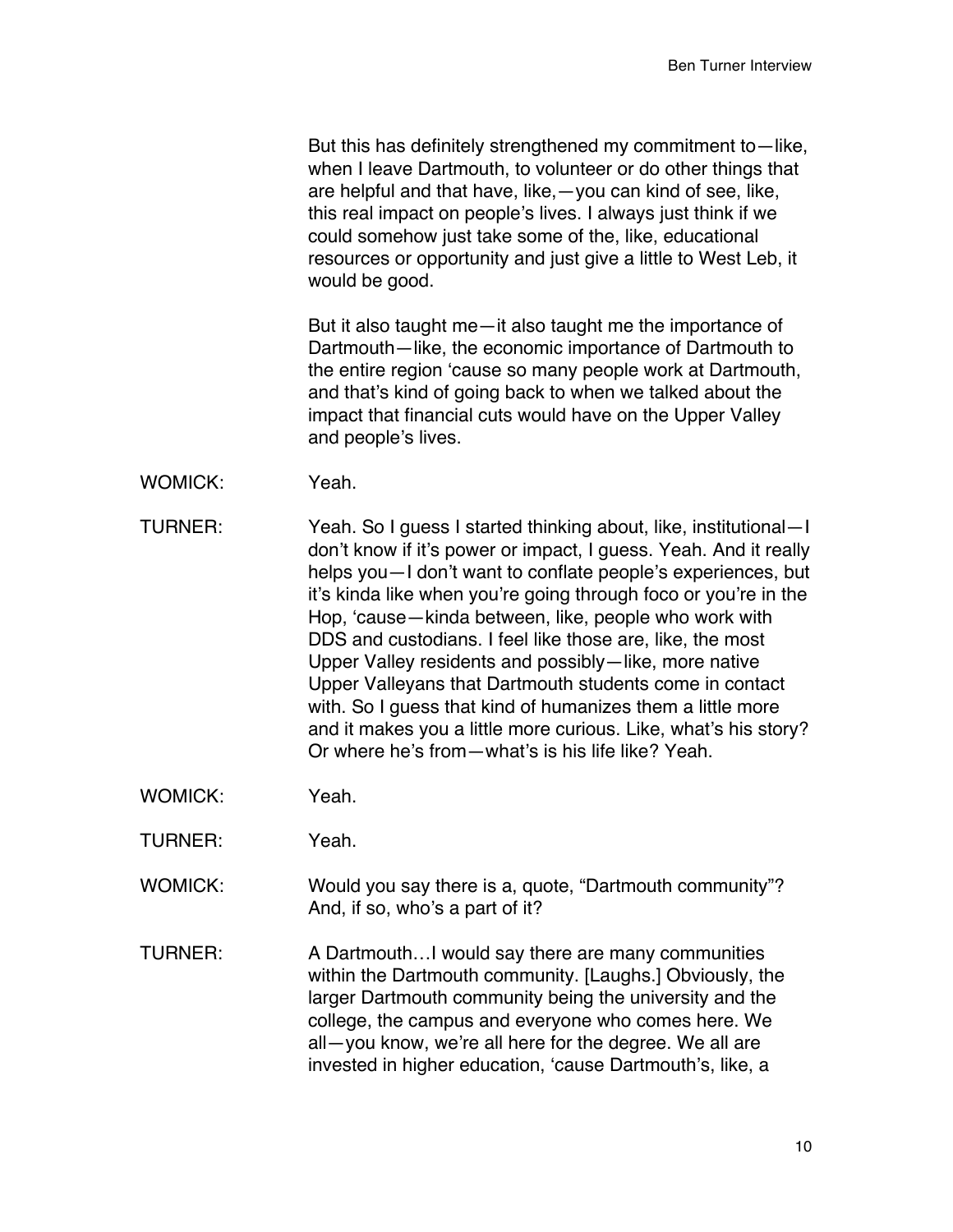But this has definitely strengthened my commitment to—like, when I leave Dartmouth, to volunteer or do other things that are helpful and that have, like,—you can kind of see, like, this real impact on people's lives. I always just think if we could somehow just take some of the, like, educational resources or opportunity and just give a little to West Leb, it would be good.

But it also taught me—it also taught me the importance of Dartmouth—like, the economic importance of Dartmouth to the entire region 'cause so many people work at Dartmouth, and that's kind of going back to when we talked about the impact that financial cuts would have on the Upper Valley and people's lives.

WOMICK: Yeah.

TURNER: Yeah. So I guess I started thinking about, like, institutional—I don't know if it's power or impact, I guess. Yeah. And it really helps you—I don't want to conflate people's experiences, but it's kinda like when you're going through foco or you're in the Hop, 'cause—kinda between, like, people who work with DDS and custodians. I feel like those are, like, the most Upper Valley residents and possibly—like, more native Upper Valleyans that Dartmouth students come in contact with. So I guess that kind of humanizes them a little more and it makes you a little more curious. Like, what's his story? Or where he's from—what's is his life like? Yeah.

WOMICK: Yeah.

TURNER: Yeah.

WOMICK: Would you say there is a, quote, "Dartmouth community"? And, if so, who's a part of it?

TURNER: A Dartmouth…I would say there are many communities within the Dartmouth community. [Laughs.] Obviously, the larger Dartmouth community being the university and the college, the campus and everyone who comes here. We all—you know, we're all here for the degree. We all are invested in higher education, 'cause Dartmouth's, like, a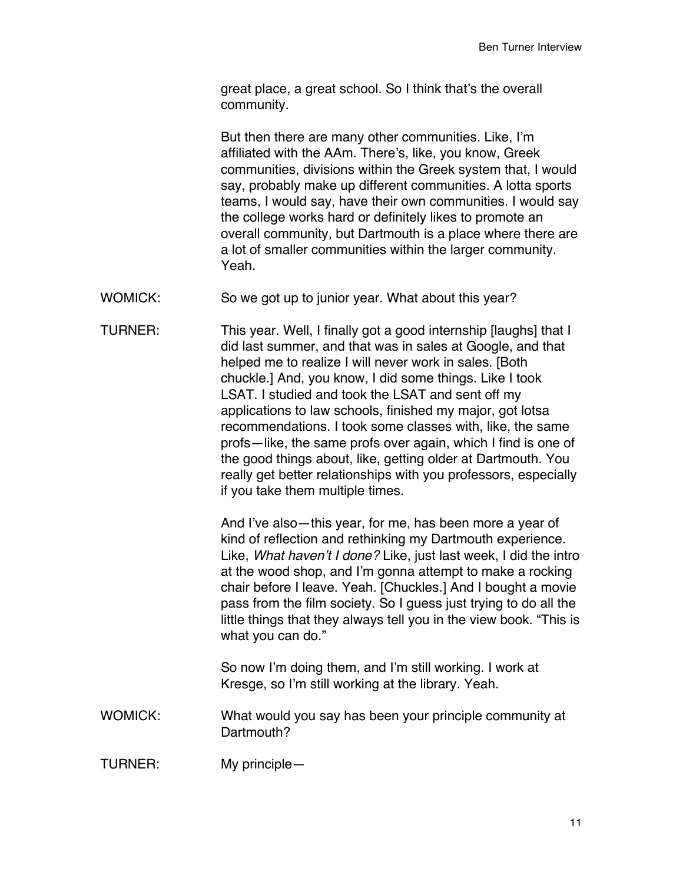great place, a great school. So I think that's the overall community.

But then there are many other communities. Like, I'm affiliated with the AAm. There's, like, you know, Greek communities, divisions within the Greek system that, I would say, probably make up different communities. A lotta sports teams, I would say, have their own communities. I would say the college works hard or definitely likes to promote an overall community, but Dartmouth is a place where there are a lot of smaller communities within the larger community. Yeah.

WOMICK: So we got up to junior year. What about this year?

TURNER: This year. Well, I finally got a good internship [laughs] that I did last summer, and that was in sales at Google, and that helped me to realize I will never work in sales. [Both chuckle.] And, you know, I did some things. Like I took LSAT. I studied and took the LSAT and sent off my applications to law schools, finished my major, got lotsa recommendations. I took some classes with, like, the same profs—like, the same profs over again, which I find is one of the good things about, like, getting older at Dartmouth. You really get better relationships with you professors, especially if you take them multiple times.

And I've also—this year, for me, has been more a year of kind of reflection and rethinking my Dartmouth experience. Like, *What haven't I done?* Like, just last week, I did the intro at the wood shop, and I'm gonna attempt to make a rocking chair before I leave. Yeah. [Chuckles.] And I bought a movie pass from the film society. So I guess just trying to do all the little things that they always tell you in the view book. "This is what you can do."

So now I'm doing them, and I'm still working. I work at Kresge, so I'm still working at the library. Yeah.

WOMICK: What would you say has been your principle community at Dartmouth?

TURNER: My principle—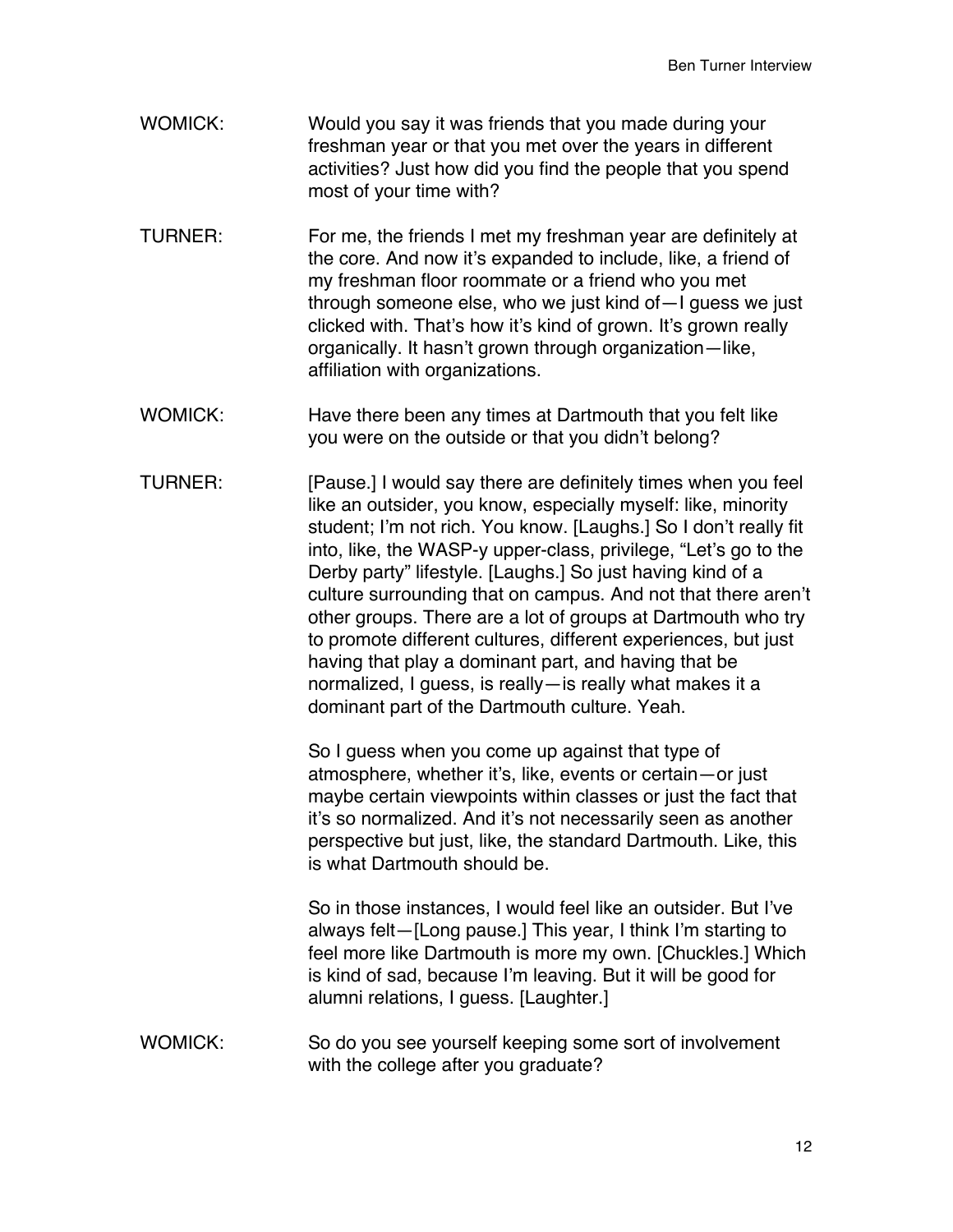WOMICK: Would you say it was friends that you made during your freshman year or that you met over the years in different activities? Just how did you find the people that you spend most of your time with?

TURNER: For me, the friends I met my freshman year are definitely at the core. And now it's expanded to include, like, a friend of my freshman floor roommate or a friend who you met through someone else, who we just kind of—I guess we just clicked with. That's how it's kind of grown. It's grown really organically. It hasn't grown through organization—like, affiliation with organizations.

WOMICK: Have there been any times at Dartmouth that you felt like you were on the outside or that you didn't belong?

TURNER: [Pause.] I would say there are definitely times when you feel like an outsider, you know, especially myself: like, minority student; I'm not rich. You know. [Laughs.] So I don't really fit into, like, the WASP-y upper-class, privilege, "Let's go to the Derby party" lifestyle. [Laughs.] So just having kind of a culture surrounding that on campus. And not that there aren't other groups. There are a lot of groups at Dartmouth who try to promote different cultures, different experiences, but just having that play a dominant part, and having that be normalized, I guess, is really—is really what makes it a dominant part of the Dartmouth culture. Yeah.

So I guess when you come up against that type of atmosphere, whether it's, like, events or certain—or just maybe certain viewpoints within classes or just the fact that it's so normalized. And it's not necessarily seen as another perspective but just, like, the standard Dartmouth. Like, this is what Dartmouth should be.

So in those instances, I would feel like an outsider. But I've always felt—[Long pause.] This year, I think I'm starting to feel more like Dartmouth is more my own. [Chuckles.] Which is kind of sad, because I'm leaving. But it will be good for alumni relations, I guess. [Laughter.]

WOMICK: So do you see yourself keeping some sort of involvement with the college after you graduate?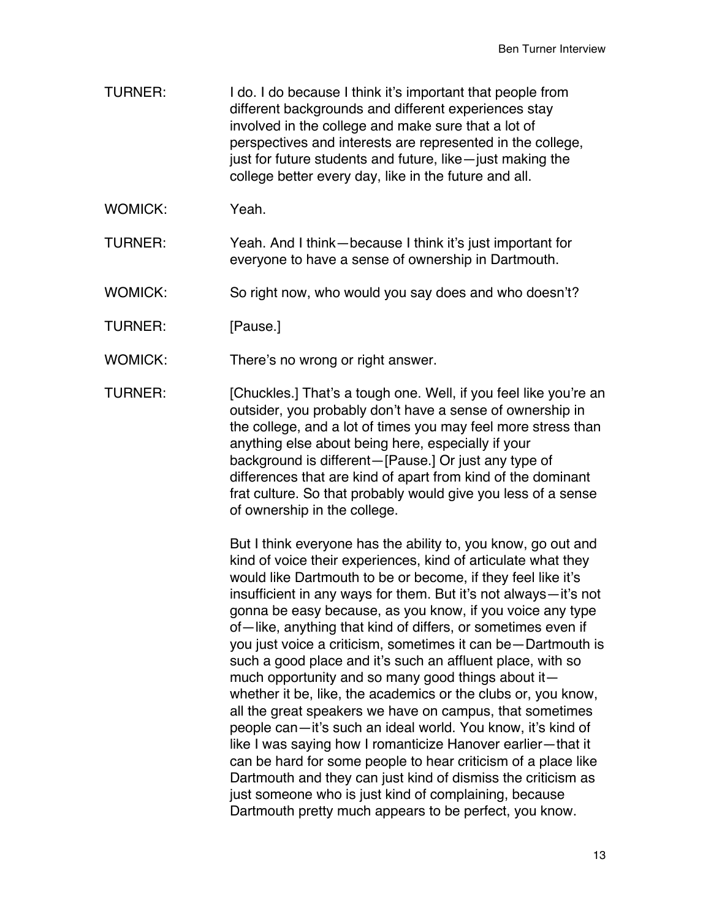TURNER: I do. I do because I think it's important that people from different backgrounds and different experiences stay involved in the college and make sure that a lot of perspectives and interests are represented in the college, just for future students and future, like—just making the college better every day, like in the future and all.

WOMICK: Yeah.

TURNER: Yeah. And I think—because I think it's just important for everyone to have a sense of ownership in Dartmouth.

WOMICK: So right now, who would you say does and who doesn't?

TURNER: [Pause.]

WOMICK: There's no wrong or right answer.

TURNER: [Chuckles.] That's a tough one. Well, if you feel like you're an outsider, you probably don't have a sense of ownership in the college, and a lot of times you may feel more stress than anything else about being here, especially if your background is different—[Pause.] Or just any type of differences that are kind of apart from kind of the dominant frat culture. So that probably would give you less of a sense of ownership in the college.

But I think everyone has the ability to, you know, go out and kind of voice their experiences, kind of articulate what they would like Dartmouth to be or become, if they feel like it's insufficient in any ways for them. But it's not always—it's not gonna be easy because, as you know, if you voice any type of—like, anything that kind of differs, or sometimes even if you just voice a criticism, sometimes it can be—Dartmouth is such a good place and it's such an affluent place, with so much opportunity and so many good things about it—whether it be, like, the academics or the clubs or, you know, all the great speakers we have on campus, that sometimes people can—it's such an ideal world. You know, it's kind of like I was saying how I romanticize Hanover earlier—that it can be hard for some people to hear criticism of a place like Dartmouth and they can just kind of dismiss the criticism as just someone who is just kind of complaining, because Dartmouth pretty much appears to be perfect, you know.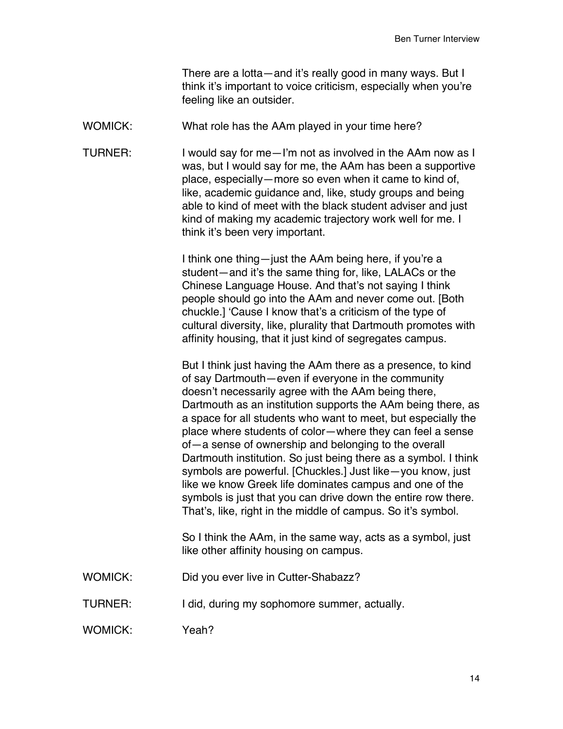There are a lotta—and it's really good in many ways. But I think it's important to voice criticism, especially when you're feeling like an outsider.

WOMICK: What role has the AAm played in your time here?

TURNER: I would say for me—I'm not as involved in the AAm now as I was, but I would say for me, the AAm has been a supportive place, especially—more so even when it came to kind of, like, academic guidance and, like, study groups and being able to kind of meet with the black student adviser and just kind of making my academic trajectory work well for me. I think it's been very important.

I think one thing—just the AAm being here, if you're a student—and it's the same thing for, like, LALACs or the Chinese Language House. And that's not saying I think people should go into the AAm and never come out. [Both chuckle.] 'Cause I know that's a criticism of the type of cultural diversity, like, plurality that Dartmouth promotes with affinity housing, that it just kind of segregates campus.

But I think just having the AAm there as a presence, to kind of say Dartmouth—even if everyone in the community doesn't necessarily agree with the AAm being there, Dartmouth as an institution supports the AAm being there, as a space for all students who want to meet, but especially the place where students of color—where they can feel a sense of—a sense of ownership and belonging to the overall Dartmouth institution. So just being there as a symbol. I think symbols are powerful. [Chuckles.] Just like—you know, just like we know Greek life dominates campus and one of the symbols is just that you can drive down the entire row there. That's, like, right in the middle of campus. So it's symbol.

So I think the AAm, in the same way, acts as a symbol, just like other affinity housing on campus.

WOMICK: Did you ever live in Cutter-Shabazz?

TURNER: I did, during my sophomore summer, actually.

WOMICK: Yeah?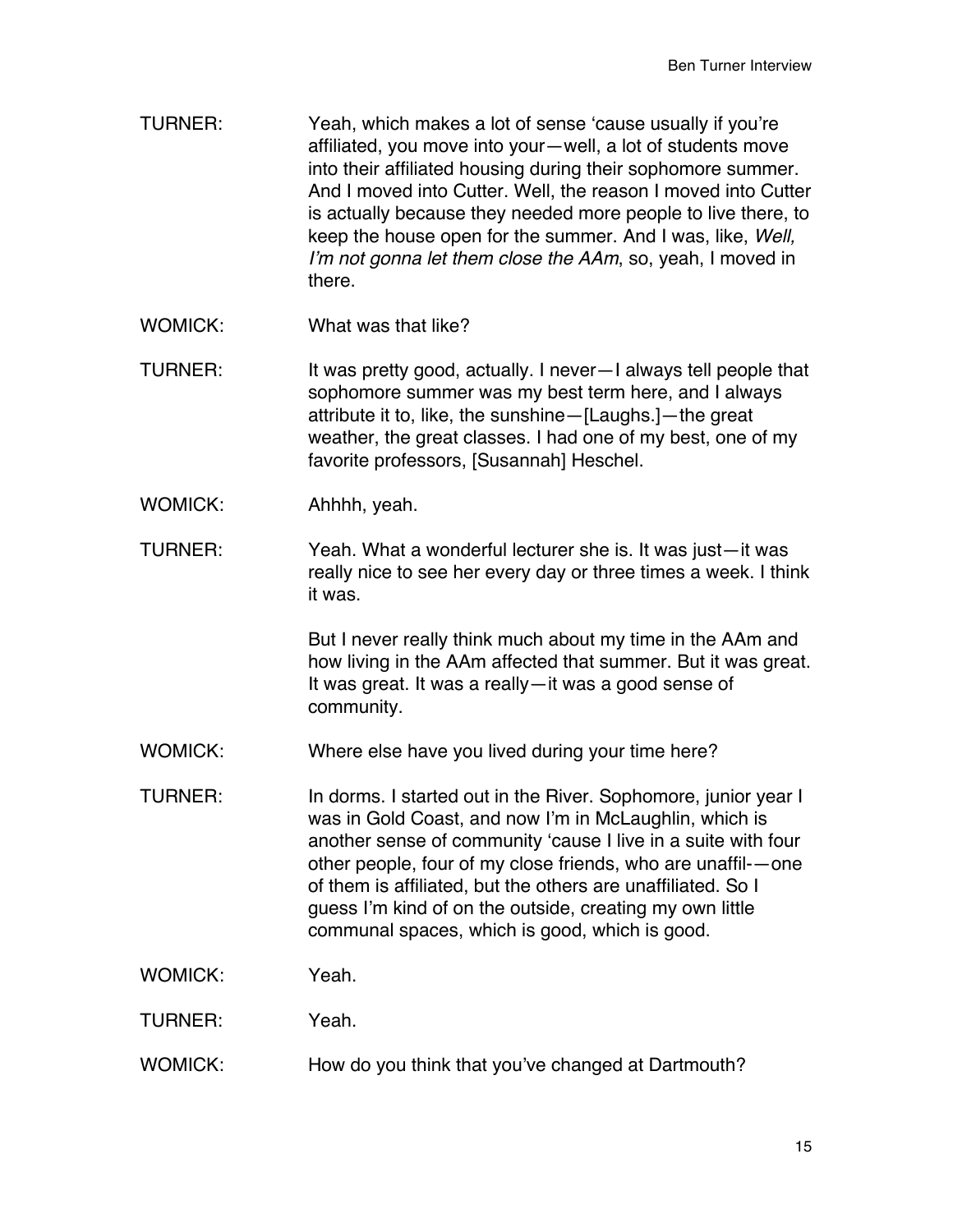TURNER: Yeah, which makes a lot of sense 'cause usually if you're affiliated, you move into your—well, a lot of students move into their affiliated housing during their sophomore summer. And I moved into Cutter. Well, the reason I moved into Cutter is actually because they needed more people to live there, to keep the house open for the summer. And I was, like, *Well, I'm not gonna let them close the AAm*, so, yeah, I moved in there.

WOMICK: What was that like?

TURNER: It was pretty good, actually. I never—I always tell people that sophomore summer was my best term here, and I always attribute it to, like, the sunshine—[Laughs.]—the great weather, the great classes. I had one of my best, one of my favorite professors, [Susannah] Heschel.

WOMICK: Ahhhh, yeah.

TURNER: Yeah. What a wonderful lecturer she is. It was just—it was really nice to see her every day or three times a week. I think it was.

But I never really think much about my time in the AAm and how living in the AAm affected that summer. But it was great. It was great. It was a really—it was a good sense of community.

WOMICK: Where else have you lived during your time here?

TURNER: In dorms. I started out in the River. Sophomore, junior year I was in Gold Coast, and now I'm in McLaughlin, which is another sense of community 'cause I live in a suite with four other people, four of my close friends, who are unaffil-—one of them is affiliated, but the others are unaffiliated. So I guess I'm kind of on the outside, creating my own little communal spaces, which is good, which is good.

WOMICK: Yeah.

TURNER: Yeah.

WOMICK: How do you think that you've changed at Dartmouth?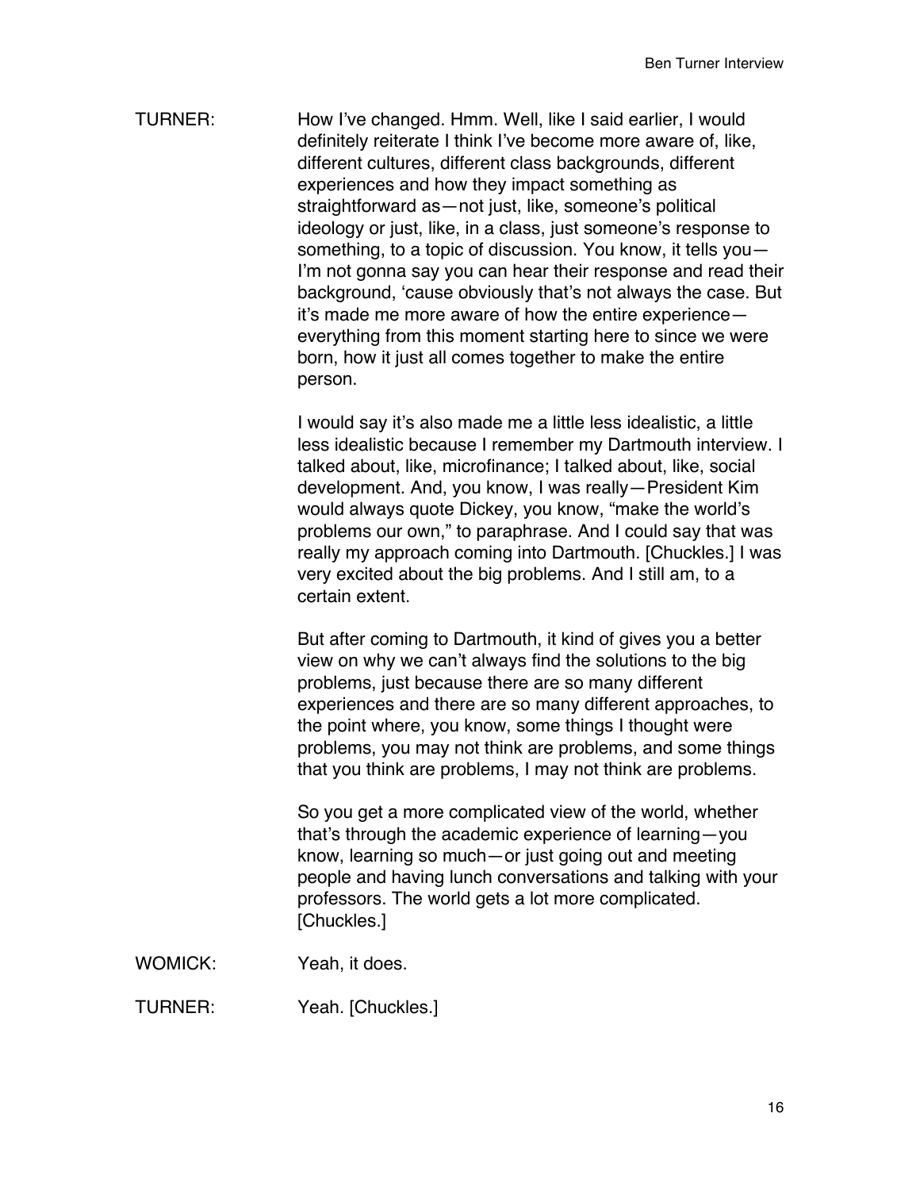TURNER: How I've changed. Hmm. Well, like I said earlier, I would definitely reiterate I think I've become more aware of, like, different cultures, different class backgrounds, different experiences and how they impact something as straightforward as—not just, like, someone's political ideology or just, like, in a class, just someone's response to something, to a topic of discussion. You know, it tells you—I'm not gonna say you can hear their response and read their background, 'cause obviously that's not always the case. But it's made me more aware of how the entire experience—everything from this moment starting here to since we were born, how it just all comes together to make the entire person.

I would say it's also made me a little less idealistic, a little less idealistic because I remember my Dartmouth interview. I talked about, like, microfinance; I talked about, like, social development. And, you know, I was really—President Kim would always quote Dickey, you know, "make the world's problems our own," to paraphrase. And I could say that was really my approach coming into Dartmouth. [Chuckles.] I was very excited about the big problems. And I still am, to a certain extent.

But after coming to Dartmouth, it kind of gives you a better view on why we can't always find the solutions to the big problems, just because there are so many different experiences and there are so many different approaches, to the point where, you know, some things I thought were problems, you may not think are problems, and some things that you think are problems, I may not think are problems.

So you get a more complicated view of the world, whether that's through the academic experience of learning—you know, learning so much—or just going out and meeting people and having lunch conversations and talking with your professors. The world gets a lot more complicated. [Chuckles.]

WOMICK: Yeah, it does.

TURNER: Yeah. [Chuckles.]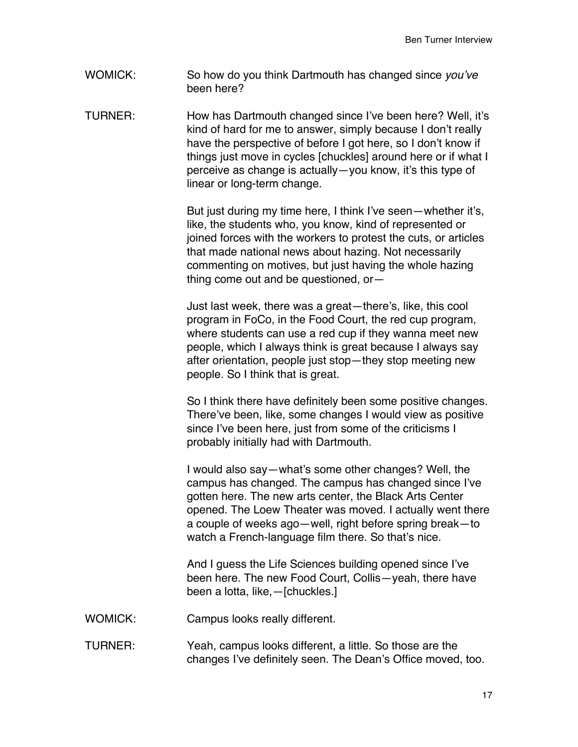WOMICK: So how do you think Dartmouth has changed since *you've* been here?

TURNER: How has Dartmouth changed since I've been here? Well, it's kind of hard for me to answer, simply because I don't really have the perspective of before I got here, so I don't know if things just move in cycles [chuckles] around here or if what I perceive as change is actually—you know, it's this type of linear or long-term change.

But just during my time here, I think I've seen—whether it's, like, the students who, you know, kind of represented or joined forces with the workers to protest the cuts, or articles that made national news about hazing. Not necessarily commenting on motives, but just having the whole hazing thing come out and be questioned, or—

Just last week, there was a great—there's, like, this cool program in FoCo, in the Food Court, the red cup program, where students can use a red cup if they wanna meet new people, which I always think is great because I always say after orientation, people just stop—they stop meeting new people. So I think that is great.

So I think there have definitely been some positive changes. There've been, like, some changes I would view as positive since I've been here, just from some of the criticisms I probably initially had with Dartmouth.

I would also say—what's some other changes? Well, the campus has changed. The campus has changed since I've gotten here. The new arts center, the Black Arts Center opened. The Loew Theater was moved. I actually went there a couple of weeks ago—well, right before spring break—to watch a French-language film there. So that's nice.

And I guess the Life Sciences building opened since I've been here. The new Food Court, Collis—yeah, there have been a lotta, like,—[chuckles.]

WOMICK: Campus looks really different.

TURNER: Yeah, campus looks different, a little. So those are the changes I've definitely seen. The Dean's Office moved, too.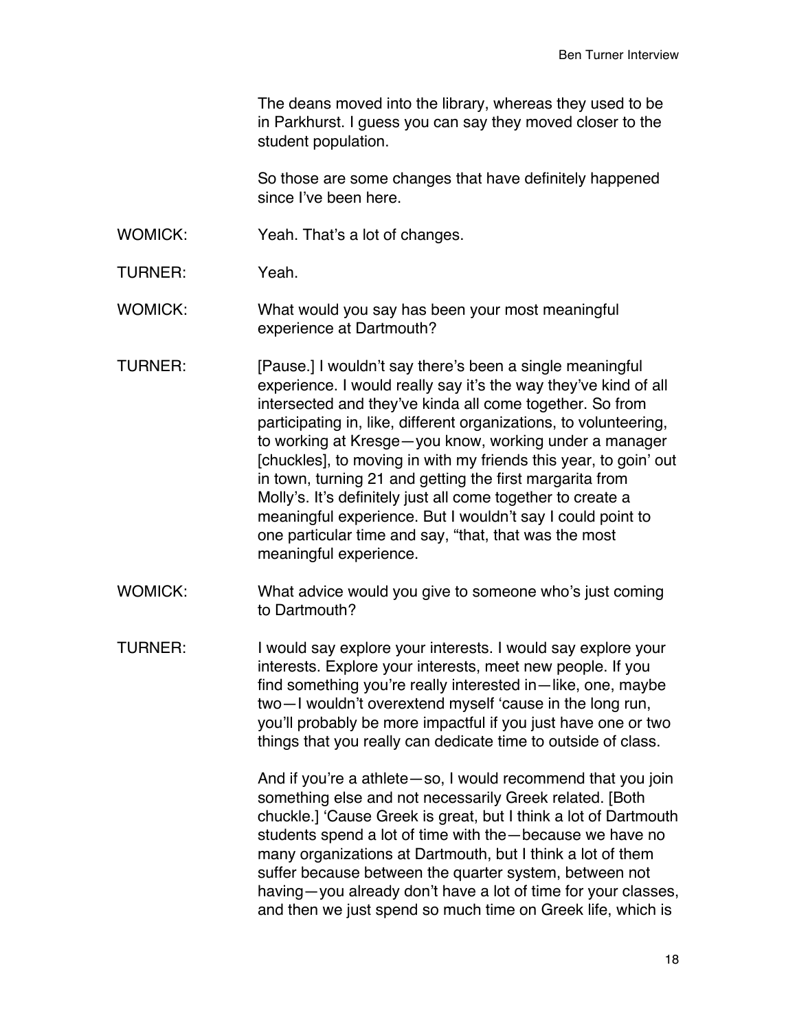The deans moved into the library, whereas they used to be in Parkhurst. I guess you can say they moved closer to the student population.

So those are some changes that have definitely happened since I've been here.

WOMICK: Yeah. That's a lot of changes.

TURNER: Yeah.

WOMICK: What would you say has been your most meaningful experience at Dartmouth?

TURNER: [Pause.] I wouldn't say there's been a single meaningful experience. I would really say it's the way they've kind of all intersected and they've kinda all come together. So from participating in, like, different organizations, to volunteering, to working at Kresge—you know, working under a manager [chuckles], to moving in with my friends this year, to goin' out in town, turning 21 and getting the first margarita from Molly's. It's definitely just all come together to create a meaningful experience. But I wouldn't say I could point to one particular time and say, "that, that was the most meaningful experience.

WOMICK: What advice would you give to someone who's just coming to Dartmouth?

TURNER: I would say explore your interests. I would say explore your interests. Explore your interests, meet new people. If you find something you're really interested in—like, one, maybe two—I wouldn't overextend myself 'cause in the long run, you'll probably be more impactful if you just have one or two things that you really can dedicate time to outside of class.

And if you're a athlete—so, I would recommend that you join something else and not necessarily Greek related. [Both chuckle.] 'Cause Greek is great, but I think a lot of Dartmouth students spend a lot of time with the—because we have no many organizations at Dartmouth, but I think a lot of them suffer because between the quarter system, between not having—you already don't have a lot of time for your classes, and then we just spend so much time on Greek life, which is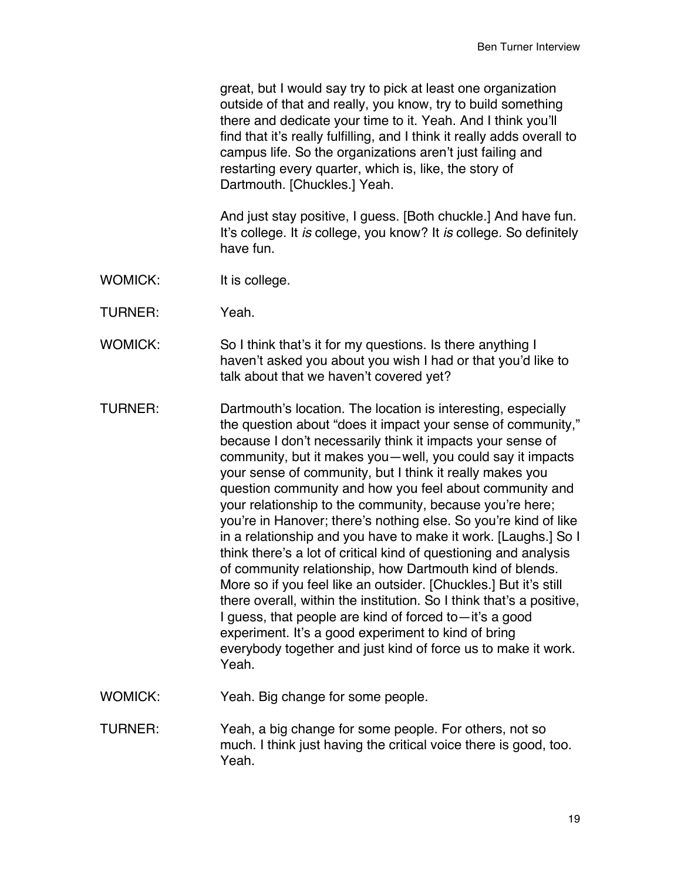great, but I would say try to pick at least one organization outside of that and really, you know, try to build something there and dedicate your time to it. Yeah. And I think you'll find that it's really fulfilling, and I think it really adds overall to campus life. So the organizations aren't just failing and restarting every quarter, which is, like, the story of Dartmouth. [Chuckles.] Yeah.

And just stay positive, I guess. [Both chuckle.] And have fun. It's college. It *is* college, you know? It *is* college. So definitely have fun.

WOMICK: It is college.

TURNER: Yeah.

WOMICK: So I think that's it for my questions. Is there anything I haven't asked you about you wish I had or that you'd like to talk about that we haven't covered yet?

TURNER: Dartmouth's location. The location is interesting, especially the question about "does it impact your sense of community," because I don't necessarily think it impacts your sense of community, but it makes you—well, you could say it impacts your sense of community, but I think it really makes you question community and how you feel about community and your relationship to the community, because you're here; you're in Hanover; there's nothing else. So you're kind of like in a relationship and you have to make it work. [Laughs.] So I think there's a lot of critical kind of questioning and analysis of community relationship, how Dartmouth kind of blends. More so if you feel like an outsider. [Chuckles.] But it's still there overall, within the institution. So I think that's a positive, I guess, that people are kind of forced to—it's a good experiment. It's a good experiment to kind of bring everybody together and just kind of force us to make it work. Yeah.

WOMICK: Yeah. Big change for some people.

TURNER: Yeah, a big change for some people. For others, not so much. I think just having the critical voice there is good, too. Yeah.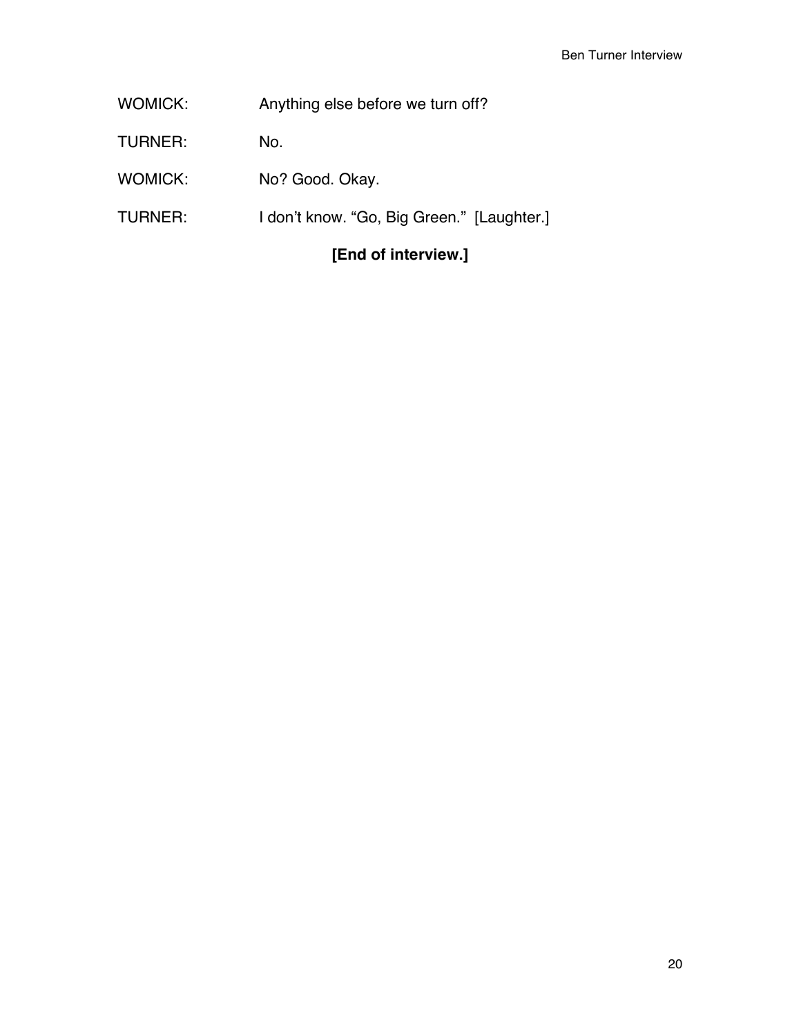WOMICK: Anything else before we turn off?

TURNER: No.

WOMICK: No? Good. Okay.

TURNER: I don't know. "Go, Big Green." [Laughter.]

**[End of interview.]**